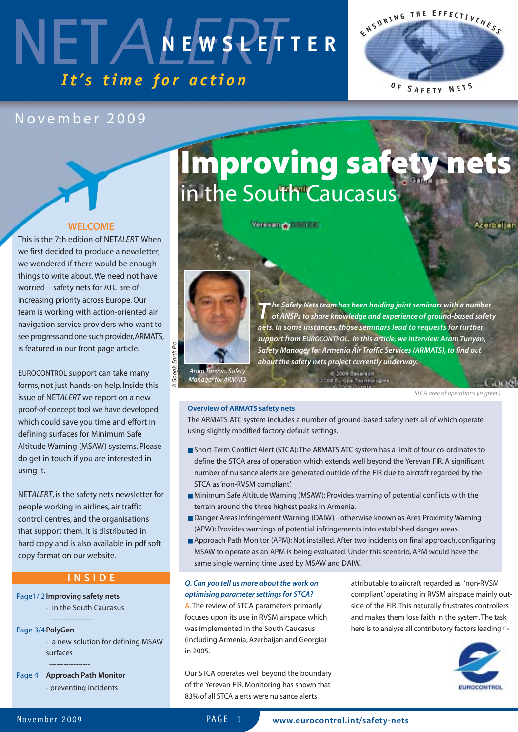# NETALERT NEWSLETTER

*It's time for action*

ENSURING THE EFFECTIVENESS OF SAFETY NETS

November 2009

# Improving safety nets
## in the South Caucasus

*The Safety Nets team has been holding joint seminars with a number of ANSPs to share knowledge and experience of ground-based safety nets. In some instances, those seminars lead to requests for further support from EUROCONTROL. In this article, we interview Aram Tunyan, Safety Manager for Armenia Air Traffic Services (ARMATS), to find out about the safety nets project currently underway.*

*Aram Tunyan, Safety Manager for ARMATS*

*© Google Earth Pro*

*STCA area of operations (in green)*

### WELCOME

This is the 7th edition of NET*ALERT*. When we first decided to produce a newsletter, we wondered if there would be enough things to write about. We need not have worried – safety nets for ATC are of increasing priority across Europe. Our team is working with action-oriented air navigation service providers who want to see progress and one such provider, ARMATS, is featured in our front page article.

EUROCONTROL support can take many forms, not just hands-on help. Inside this issue of NET*ALERT* we report on a new proof-of-concept tool we have developed, which could save you time and effort in defining surfaces for Minimum Safe Altitude Warning (MSAW) systems. Please do get in touch if you are interested in using it.

NET*ALERT*, is the safety nets newsletter for people working in airlines, air traffic control centres, and the organisations that support them. It is distributed in hard copy and is also available in pdf soft copy format on our website.

### INSIDE

Page1/ 2 **Improving safety nets**
- in the South Caucasus

Page 3/4 **PolyGen**
- a new solution for defining MSAW surfaces

Page 4 **Approach Path Monitor**
- preventing incidents

### Overview of ARMATS safety nets

The ARMATS ATC system includes a number of ground-based safety nets all of which operate using slightly modified factory default settings.

- Short-Term Conflict Alert (STCA): The ARMATS ATC system has a limit of four co-ordinates to define the STCA area of operation which extends well beyond the Yerevan FIR. A significant number of nuisance alerts are generated outside of the FIR due to aircraft regarded by the STCA as 'non-RVSM compliant'.
- Minimum Safe Altitude Warning (MSAW): Provides warning of potential conflicts with the terrain around the three highest peaks in Armenia.
- Danger Areas Infringement Warning (DAIW) - otherwise known as Area Proximity Warning (APW): Provides warnings of potential infringements into established danger areas.
- Approach Path Monitor (APM): Not installed. After two incidents on final approach, configuring MSAW to operate as an APM is being evaluated. Under this scenario, APM would have the same single warning time used by MSAW and DAIW.

***Q. Can you tell us more about the work on optimising parameter settings for STCA?***

A. The review of STCA parameters primarily focuses upon its use in RVSM airspace which was implemented in the South Caucasus (including Armenia, Azerbaijan and Georgia) in 2005.

Our STCA operates well beyond the boundary of the Yerevan FIR. Monitoring has shown that 83% of all STCA alerts were nuisance alerts attributable to aircraft regarded as 'non-RVSM compliant' operating in RVSM airspace mainly outside of the FIR. This naturally frustrates controllers and makes them lose faith in the system. The task here is to analyse all contributory factors leading ☞

www.eurocontrol.int/safety-nets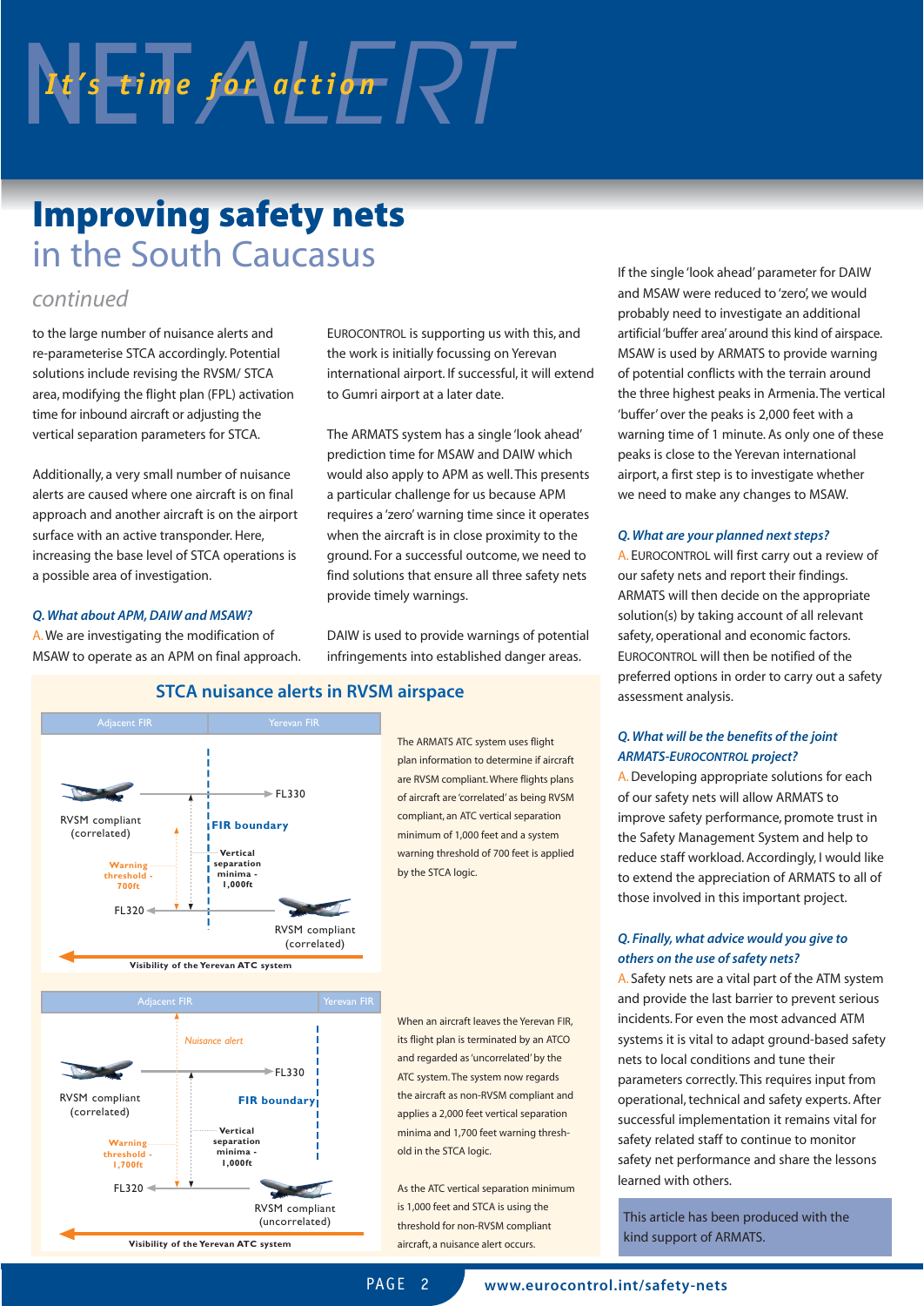# Improving safety nets
## in the South Caucasus

*continued*

to the large number of nuisance alerts and re-parameterise STCA accordingly. Potential solutions include revising the RVSM/ STCA area, modifying the flight plan (FPL) activation time for inbound aircraft or adjusting the vertical separation parameters for STCA.

Additionally, a very small number of nuisance alerts are caused where one aircraft is on final approach and another aircraft is on the airport surface with an active transponder. Here, increasing the base level of STCA operations is a possible area of investigation.

***Q. What about APM, DAIW and MSAW?***

A. We are investigating the modification of MSAW to operate as an APM on final approach. EUROCONTROL is supporting us with this, and the work is initially focussing on Yerevan international airport. If successful, it will extend to Gumri airport at a later date.

The ARMATS system has a single 'look ahead' prediction time for MSAW and DAIW which would also apply to APM as well. This presents a particular challenge for us because APM requires a 'zero' warning time since it operates when the aircraft is in close proximity to the ground. For a successful outcome, we need to find solutions that ensure all three safety nets provide timely warnings.

DAIW is used to provide warnings of potential infringements into established danger areas. If the single 'look ahead' parameter for DAIW and MSAW were reduced to 'zero', we would probably need to investigate an additional artificial 'buffer area' around this kind of airspace. MSAW is used by ARMATS to provide warning of potential conflicts with the terrain around the three highest peaks in Armenia. The vertical 'buffer' over the peaks is 2,000 feet with a warning time of 1 minute. As only one of these peaks is close to the Yerevan international airport, a first step is to investigate whether we need to make any changes to MSAW.

### STCA nuisance alerts in RVSM airspace

The ARMATS ATC system uses flight plan information to determine if aircraft are RVSM compliant. Where flights plans of aircraft are 'correlated' as being RVSM compliant, an ATC vertical separation minimum of 1,000 feet and a system warning threshold of 700 feet is applied by the STCA logic.

When an aircraft leaves the Yerevan FIR, its flight plan is terminated by an ATCO and regarded as 'uncorrelated' by the ATC system. The system now regards the aircraft as non-RVSM compliant and applies a 2,000 feet vertical separation minima and 1,700 feet warning threshold in the STCA logic.

As the ATC vertical separation minimum is 1,000 feet and STCA is using the threshold for non-RVSM compliant aircraft, a nuisance alert occurs.

***Q. What are your planned next steps?***

A. EUROCONTROL will first carry out a review of our safety nets and report their findings. ARMATS will then decide on the appropriate solution(s) by taking account of all relevant safety, operational and economic factors. EUROCONTROL will then be notified of the preferred options in order to carry out a safety assessment analysis.

***Q. What will be the benefits of the joint ARMATS-EUROCONTROL project?***

A. Developing appropriate solutions for each of our safety nets will allow ARMATS to improve safety performance, promote trust in the Safety Management System and help to reduce staff workload. Accordingly, I would like to extend the appreciation of ARMATS to all of those involved in this important project.

***Q. Finally, what advice would you give to others on the use of safety nets?***

A. Safety nets are a vital part of the ATM system and provide the last barrier to prevent serious incidents. For even the most advanced ATM systems it is vital to adapt ground-based safety nets to local conditions and tune their parameters correctly. This requires input from operational, technical and safety experts. After successful implementation it remains vital for safety related staff to continue to monitor safety net performance and share the lessons learned with others.

This article has been produced with the kind support of ARMATS.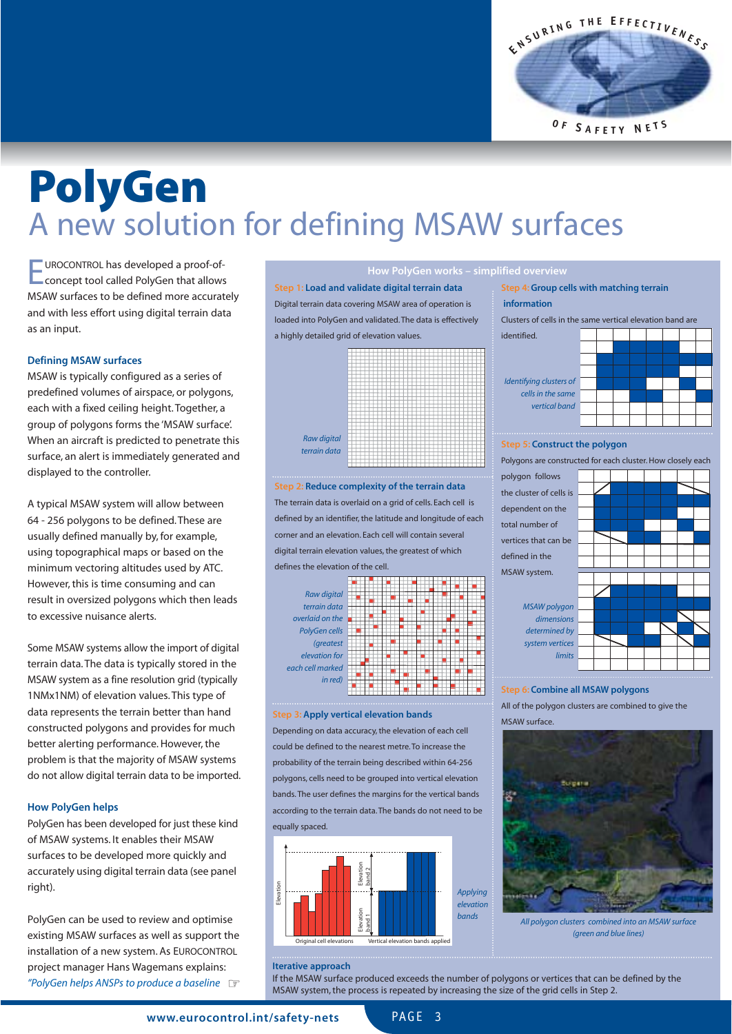# PolyGen

## A new solution for defining MSAW surfaces

EUROCONTROL has developed a proof-of-concept tool called PolyGen that allows MSAW surfaces to be defined more accurately and with less effort using digital terrain data as an input.

### Defining MSAW surfaces

MSAW is typically configured as a series of predefined volumes of airspace, or polygons, each with a fixed ceiling height. Together, a group of polygons forms the 'MSAW surface'. When an aircraft is predicted to penetrate this surface, an alert is immediately generated and displayed to the controller.

A typical MSAW system will allow between 64 - 256 polygons to be defined. These are usually defined manually by, for example, using topographical maps or based on the minimum vectoring altitudes used by ATC. However, this is time consuming and can result in oversized polygons which then leads to excessive nuisance alerts.

Some MSAW systems allow the import of digital terrain data. The data is typically stored in the MSAW system as a fine resolution grid (typically 1NMx1NM) of elevation values. This type of data represents the terrain better than hand constructed polygons and provides for much better alerting performance. However, the problem is that the majority of MSAW systems do not allow digital terrain data to be imported.

### How PolyGen helps

PolyGen has been developed for just these kind of MSAW systems. It enables their MSAW surfaces to be developed more quickly and accurately using digital terrain data (see panel right).

PolyGen can be used to review and optimise existing MSAW surfaces as well as support the installation of a new system. As EUROCONTROL project manager Hans Wagemans explains: *"PolyGen helps ANSPs to produce a baseline* ☞

### How PolyGen works – simplified overview

**Step 1: Load and validate digital terrain data**

Digital terrain data covering MSAW area of operation is loaded into PolyGen and validated. The data is effectively a highly detailed grid of elevation values.

*Raw digital terrain data*

**Step 2: Reduce complexity of the terrain data**

The terrain data is overlaid on a grid of cells. Each cell is defined by an identifier, the latitude and longitude of each corner and an elevation. Each cell will contain several digital terrain elevation values, the greatest of which defines the elevation of the cell.

*Raw digital terrain data overlaid on the PolyGen cells (greatest elevation for each cell marked in red)*

**Step 3: Apply vertical elevation bands**

Depending on data accuracy, the elevation of each cell could be defined to the nearest metre. To increase the probability of the terrain being described within 64-256 polygons, cells need to be grouped into vertical elevation bands. The user defines the margins for the vertical bands according to the terrain data. The bands do not need to be equally spaced.

Elevation | Elevation band 1 | Elevation band 2 | Original cell elevations | Vertical elevation bands applied

*Applying elevation bands*

**Step 4: Group cells with matching terrain information**

Clusters of cells in the same vertical elevation band are identified.

*Identifying clusters of cells in the same vertical band*

**Step 5: Construct the polygon**

Polygons are constructed for each cluster. How closely each polygon follows the cluster of cells is dependent on the total number of vertices that can be defined in the MSAW system.

*MSAW polygon dimensions determined by system vertices limits*

**Step 6: Combine all MSAW polygons**

All of the polygon clusters are combined to give the MSAW surface.

*All polygon clusters combined into an MSAW surface (green and blue lines)*

**Iterative approach**

If the MSAW surface produced exceeds the number of polygons or vertices that can be defined by the MSAW system, the process is repeated by increasing the size of the grid cells in Step 2.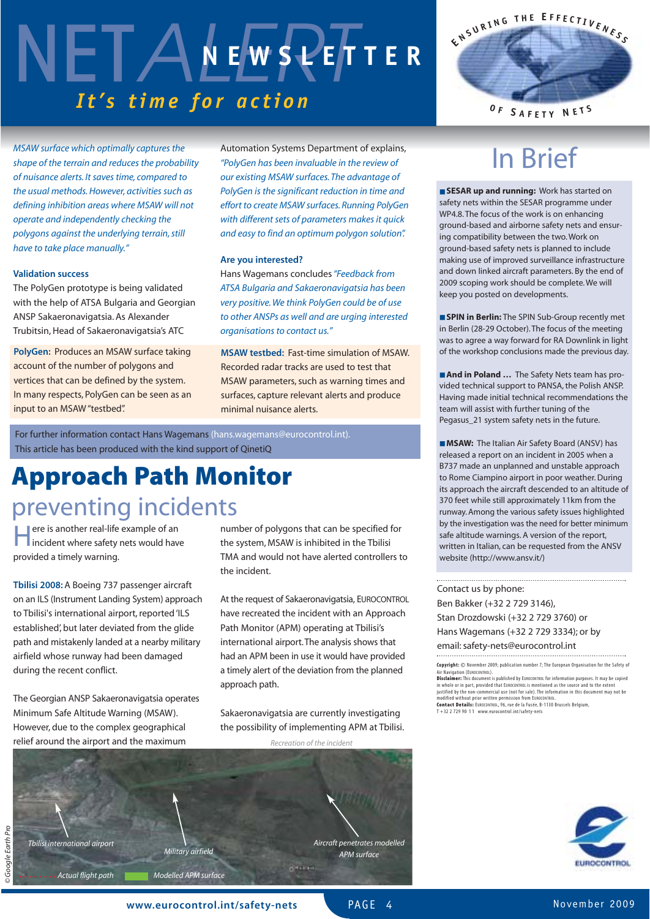# NETALERT NEWSLETTER

*It's time for action*

ENSURING THE EFFECTIVENESS OF SAFETY NETS

*MSAW surface which optimally captures the shape of the terrain and reduces the probability of nuisance alerts. It saves time, compared to the usual methods. However, activities such as defining inhibition areas where MSAW will not operate and independently checking the polygons against the underlying terrain, still have to take place manually."*

### Validation success

The PolyGen prototype is being validated with the help of ATSA Bulgaria and Georgian ANSP Sakaeronavigatsia. As Alexander Trubitsin, Head of Sakaeronavigatsia's ATC Automation Systems Department of explains, *"PolyGen has been invaluable in the review of our existing MSAW surfaces. The advantage of PolyGen is the significant reduction in time and effort to create MSAW surfaces. Running PolyGen with different sets of parameters makes it quick and easy to find an optimum polygon solution".*

### Are you interested?

Hans Wagemans concludes *"Feedback from ATSA Bulgaria and Sakaeronavigatsia has been very positive. We think PolyGen could be of use to other ANSPs as well and are urging interested organisations to contact us."*

**PolyGen:** Produces an MSAW surface taking account of the number of polygons and vertices that can be defined by the system. In many respects, PolyGen can be seen as an input to an MSAW "testbed".

**MSAW testbed:** Fast-time simulation of MSAW. Recorded radar tracks are used to test that MSAW parameters, such as warning times and surfaces, capture relevant alerts and produce minimal nuisance alerts.

For further information contact Hans Wagemans (hans.wagemans@eurocontrol.int).
This article has been produced with the kind support of QinetiQ

## Approach Path Monitor preventing incidents

Here is another real-life example of an incident where safety nets would have provided a timely warning.

**Tbilisi 2008:** A Boeing 737 passenger aircraft on an ILS (Instrument Landing System) approach to Tbilisi's international airport, reported 'ILS established', but later deviated from the glide path and mistakenly landed at a nearby military airfield whose runway had been damaged during the recent conflict.

The Georgian ANSP Sakaeronavigatsia operates Minimum Safe Altitude Warning (MSAW). However, due to the complex geographical relief around the airport and the maximum number of polygons that can be specified for the system, MSAW is inhibited in the Tbilisi TMA and would not have alerted controllers to the incident.

At the request of Sakaeronavigatsia, EUROCONTROL have recreated the incident with an Approach Path Monitor (APM) operating at Tbilisi's international airport. The analysis shows that had an APM been in use it would have provided a timely alert of the deviation from the planned approach path.

Sakaeronavigatsia are currently investigating the possibility of implementing APM at Tbilisi.

*Recreation of the incident*

Tbilisi international airport
Military airfield
Aircraft penetrates modelled APM surface
Actual flight path
Modelled APM surface
© Google Earth Pro

## In Brief

**SESAR up and running:** Work has started on safety nets within the SESAR programme under WP4.8. The focus of the work is on enhancing ground-based and airborne safety nets and ensuring compatibility between the two. Work on ground-based safety nets is planned to include making use of improved surveillance infrastructure and down linked aircraft parameters. By the end of 2009 scoping work should be complete. We will keep you posted on developments.

**SPIN in Berlin:** The SPIN Sub-Group recently met in Berlin (28-29 October). The focus of the meeting was to agree a way forward for RA Downlink in light of the workshop conclusions made the previous day.

**And in Poland …** The Safety Nets team has provided technical support to PANSA, the Polish ANSP. Having made initial technical recommendations the team will assist with further tuning of the Pegasus_21 system safety nets in the future.

**MSAW:** The Italian Air Safety Board (ANSV) has released a report on an incident in 2005 when a B737 made an unplanned and unstable approach to Rome Ciampino airport in poor weather. During its approach the aircraft descended to an altitude of 370 feet while still approximately 11km from the runway. Among the various safety issues highlighted by the investigation was the need for better minimum safe altitude warnings. A version of the report, written in Italian, can be requested from the ANSV website (http://www.ansv.it/)

Contact us by phone:
Ben Bakker (+32 2 729 3146),
Stan Drozdowski (+32 2 729 3760) or
Hans Wagemans (+32 2 729 3334); or by
email: safety-nets@eurocontrol.int

**Copyright:** © November 2009; publication number 7; The European Organisation for the Safety of Air Navigation (EUROCONTROL).
**Disclaimer:** This document is published by EUROCONTROL for information purposes. It may be copied in whole or in part, provided that EUROCONTROL is mentioned as the source and to the extent justified by the non-commercial use (not for sale). The information in this document may not be modified without prior written permission from EUROCONTROL.
**Contact Details:** EUROCONTROL, 96, rue de la Fusée, B-1130 Brussels Belgium, T +32 2 729 90 11 www.eurocontrol.int/safety-nets

EUROCONTROL

www.eurocontrol.int/safety-nets — November 2009